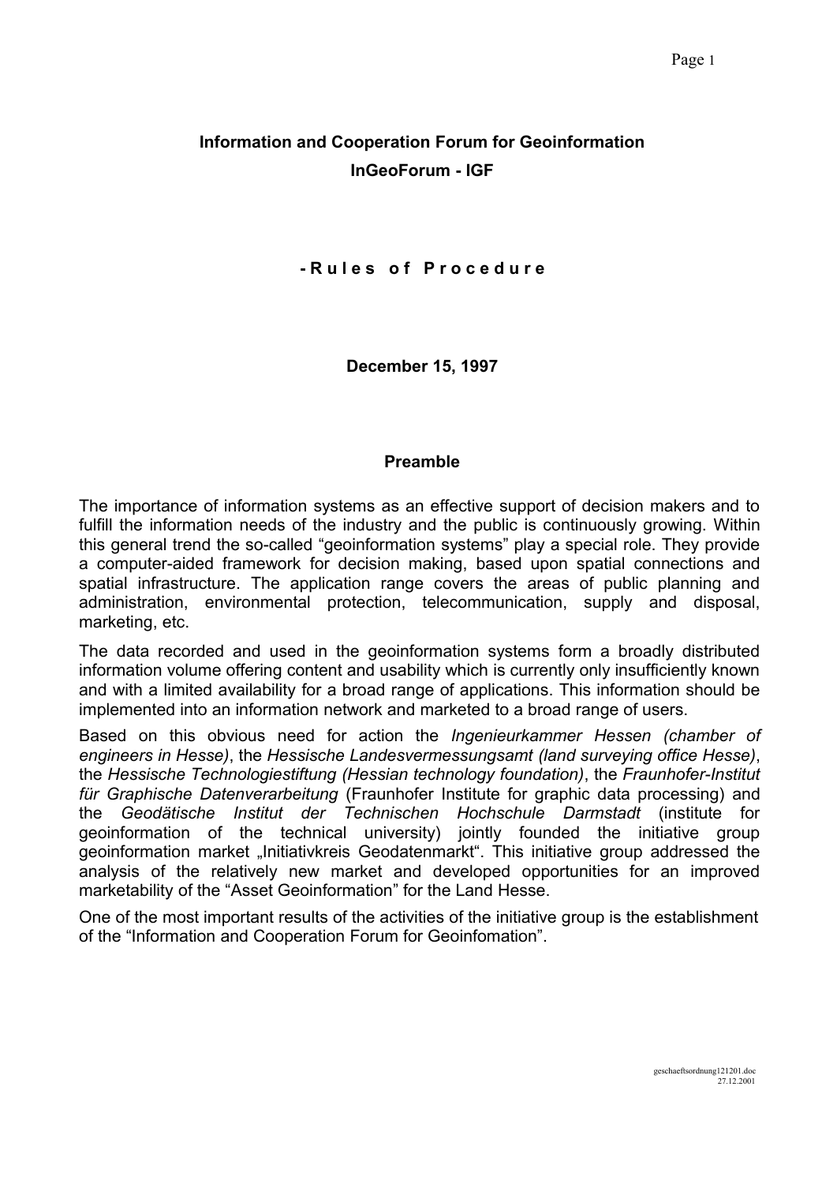# Information and Cooperation Forum for Geoinformation
# InGeoForum - IGF

## - R u l e s o f P r o c e d u r e

**December 15, 1997**

## Preamble

The importance of information systems as an effective support of decision makers and to fulfill the information needs of the industry and the public is continuously growing. Within this general trend the so-called “geoinformation systems” play a special role. They provide a computer-aided framework for decision making, based upon spatial connections and spatial infrastructure. The application range covers the areas of public planning and administration, environmental protection, telecommunication, supply and disposal, marketing, etc.

The data recorded and used in the geoinformation systems form a broadly distributed information volume offering content and usability which is currently only insufficiently known and with a limited availability for a broad range of applications. This information should be implemented into an information network and marketed to a broad range of users.

Based on this obvious need for action the *Ingenieurkammer Hessen (chamber of engineers in Hesse)*, the *Hessische Landesvermessungsamt (land surveying office Hesse)*, the *Hessische Technologiestiftung (Hessian technology foundation)*, the *Fraunhofer-Institut für Graphische Datenverarbeitung* (Fraunhofer Institute for graphic data processing) and the *Geodätische Institut der Technischen Hochschule Darmstadt* (institute for geoinformation of the technical university) jointly founded the initiative group geoinformation market „Initiativkreis Geodatenmarkt“. This initiative group addressed the analysis of the relatively new market and developed opportunities for an improved marketability of the “Asset Geoinformation” for the Land Hesse.

One of the most important results of the activities of the initiative group is the establishment of the “Information and Cooperation Forum for Geoinfomation”.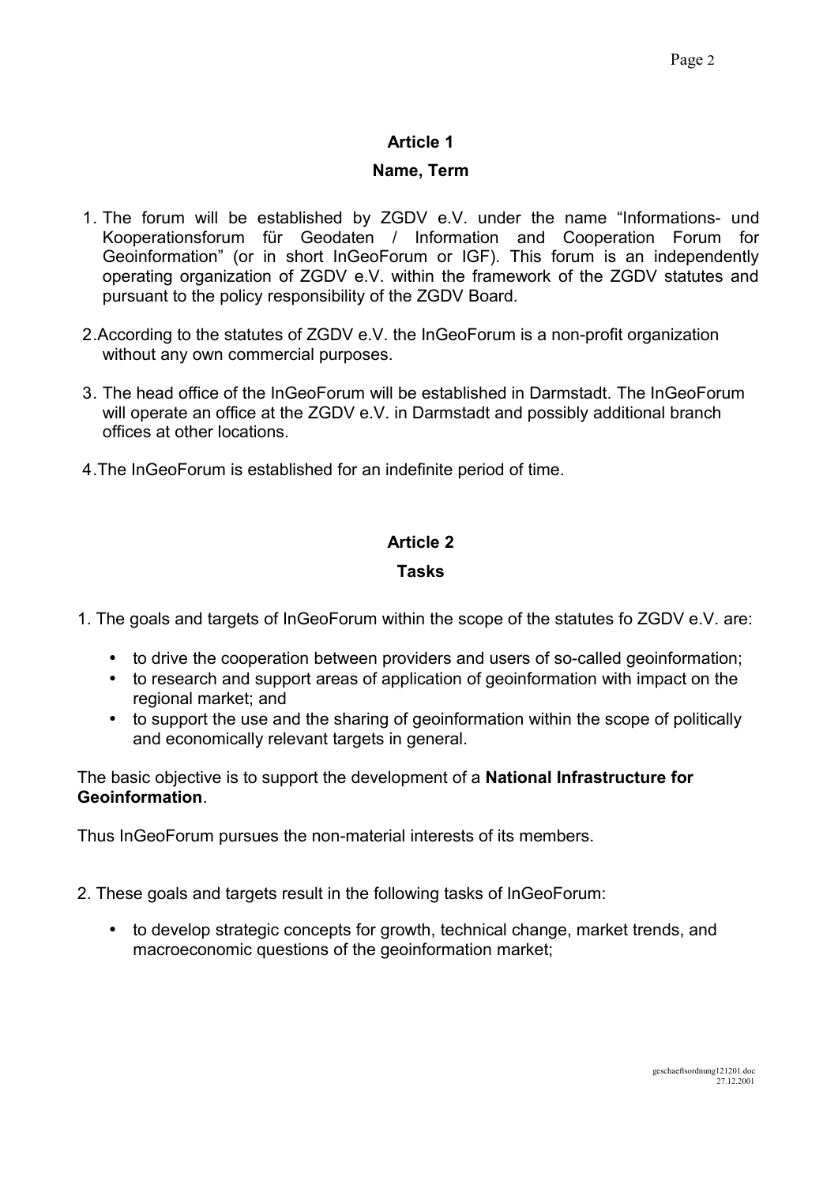## Article 1

## Name, Term

1. The forum will be established by ZGDV e.V. under the name "Informations- und Kooperationsforum für Geodaten / Information and Cooperation Forum for Geoinformation" (or in short InGeoForum or IGF). This forum is an independently operating organization of ZGDV e.V. within the framework of the ZGDV statutes and pursuant to the policy responsibility of the ZGDV Board.

2. According to the statutes of ZGDV e.V. the InGeoForum is a non-profit organization without any own commercial purposes.

3. The head office of the InGeoForum will be established in Darmstadt. The InGeoForum will operate an office at the ZGDV e.V. in Darmstadt and possibly additional branch offices at other locations.

4. The InGeoForum is established for an indefinite period of time.

## Article 2

## Tasks

1. The goals and targets of InGeoForum within the scope of the statutes fo ZGDV e.V. are:

   - to drive the cooperation between providers and users of so-called geoinformation;
   - to research and support areas of application of geoinformation with impact on the regional market; and
   - to support the use and the sharing of geoinformation within the scope of politically and economically relevant targets in general.

The basic objective is to support the development of a **National Infrastructure for Geoinformation**.

Thus InGeoForum pursues the non-material interests of its members.

2. These goals and targets result in the following tasks of InGeoForum:

   - to develop strategic concepts for growth, technical change, market trends, and macroeconomic questions of the geoinformation market;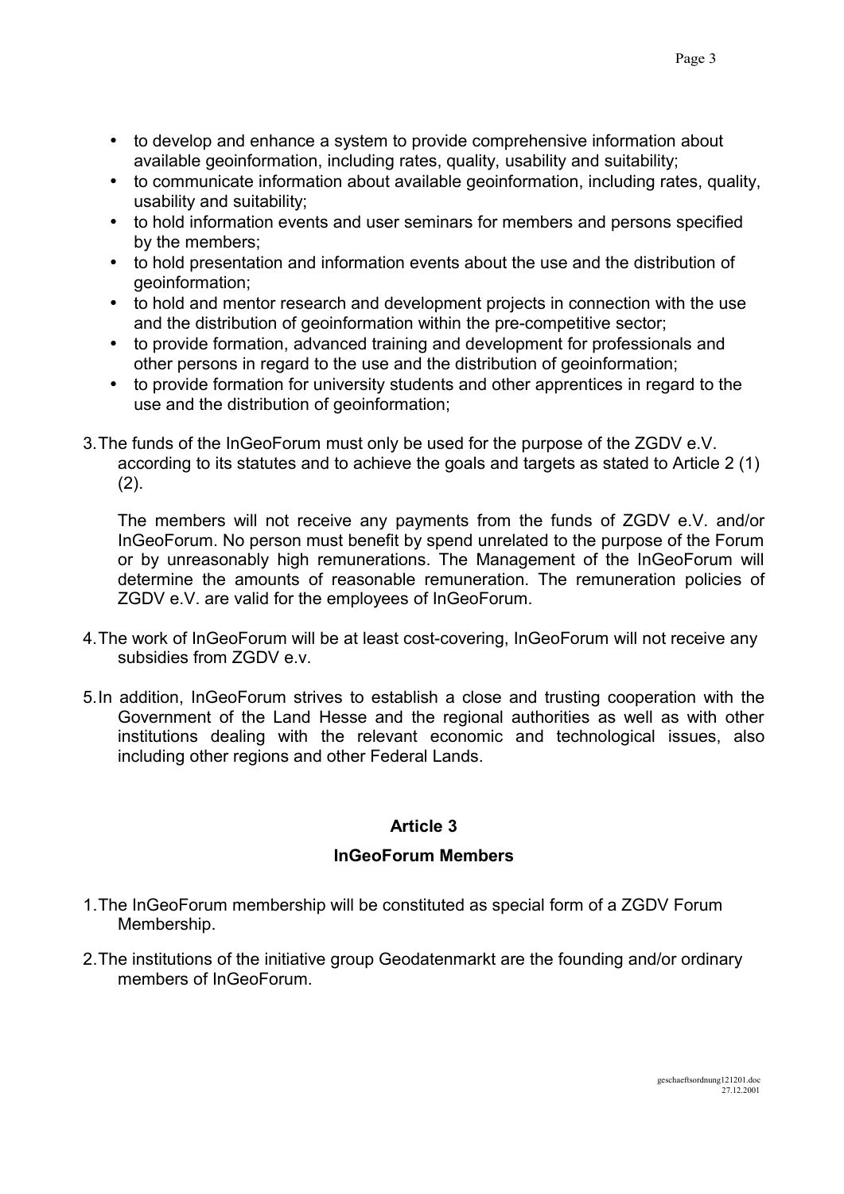- to develop and enhance a system to provide comprehensive information about available geoinformation, including rates, quality, usability and suitability;
- to communicate information about available geoinformation, including rates, quality, usability and suitability;
- to hold information events and user seminars for members and persons specified by the members;
- to hold presentation and information events about the use and the distribution of geoinformation;
- to hold and mentor research and development projects in connection with the use and the distribution of geoinformation within the pre-competitive sector;
- to provide formation, advanced training and development for professionals and other persons in regard to the use and the distribution of geoinformation;
- to provide formation for university students and other apprentices in regard to the use and the distribution of geoinformation;

3. The funds of the InGeoForum must only be used for the purpose of the ZGDV e.V. according to its statutes and to achieve the goals and targets as stated to Article 2 (1) (2).

   The members will not receive any payments from the funds of ZGDV e.V. and/or InGeoForum. No person must benefit by spend unrelated to the purpose of the Forum or by unreasonably high remunerations. The Management of the InGeoForum will determine the amounts of reasonable remuneration. The remuneration policies of ZGDV e.V. are valid for the employees of InGeoForum.

4. The work of InGeoForum will be at least cost-covering, InGeoForum will not receive any subsidies from ZGDV e.v.

5. In addition, InGeoForum strives to establish a close and trusting cooperation with the Government of the Land Hesse and the regional authorities as well as with other institutions dealing with the relevant economic and technological issues, also including other regions and other Federal Lands.

## Article 3

## InGeoForum Members

1. The InGeoForum membership will be constituted as special form of a ZGDV Forum Membership.

2. The institutions of the initiative group Geodatenmarkt are the founding and/or ordinary members of InGeoForum.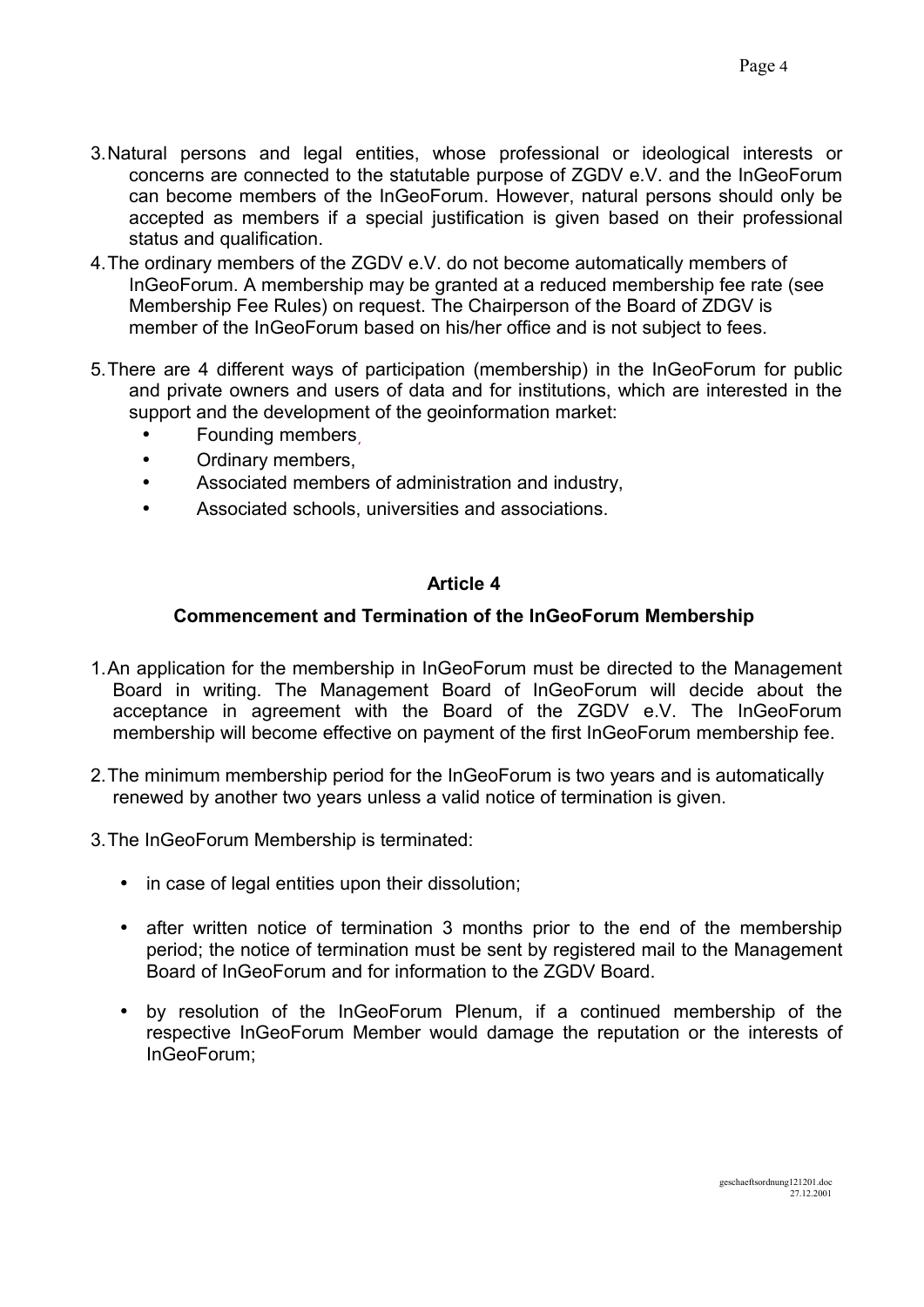3. Natural persons and legal entities, whose professional or ideological interests or concerns are connected to the statutable purpose of ZGDV e.V. and the InGeoForum can become members of the InGeoForum. However, natural persons should only be accepted as members if a special justification is given based on their professional status and qualification.

4. The ordinary members of the ZGDV e.V. do not become automatically members of InGeoForum. A membership may be granted at a reduced membership fee rate (see Membership Fee Rules) on request. The Chairperson of the Board of ZDGV is member of the InGeoForum based on his/her office and is not subject to fees.

5. There are 4 different ways of participation (membership) in the InGeoForum for public and private owners and users of data and for institutions, which are interested in the support and the development of the geoinformation market:
   - Founding members,
   - Ordinary members,
   - Associated members of administration and industry,
   - Associated schools, universities and associations.

## Article 4

### Commencement and Termination of the InGeoForum Membership

1. An application for the membership in InGeoForum must be directed to the Management Board in writing. The Management Board of InGeoForum will decide about the acceptance in agreement with the Board of the ZGDV e.V. The InGeoForum membership will become effective on payment of the first InGeoForum membership fee.

2. The minimum membership period for the InGeoForum is two years and is automatically renewed by another two years unless a valid notice of termination is given.

3. The InGeoForum Membership is terminated:

   - in case of legal entities upon their dissolution;

   - after written notice of termination 3 months prior to the end of the membership period; the notice of termination must be sent by registered mail to the Management Board of InGeoForum and for information to the ZGDV Board.

   - by resolution of the InGeoForum Plenum, if a continued membership of the respective InGeoForum Member would damage the reputation or the interests of InGeoForum;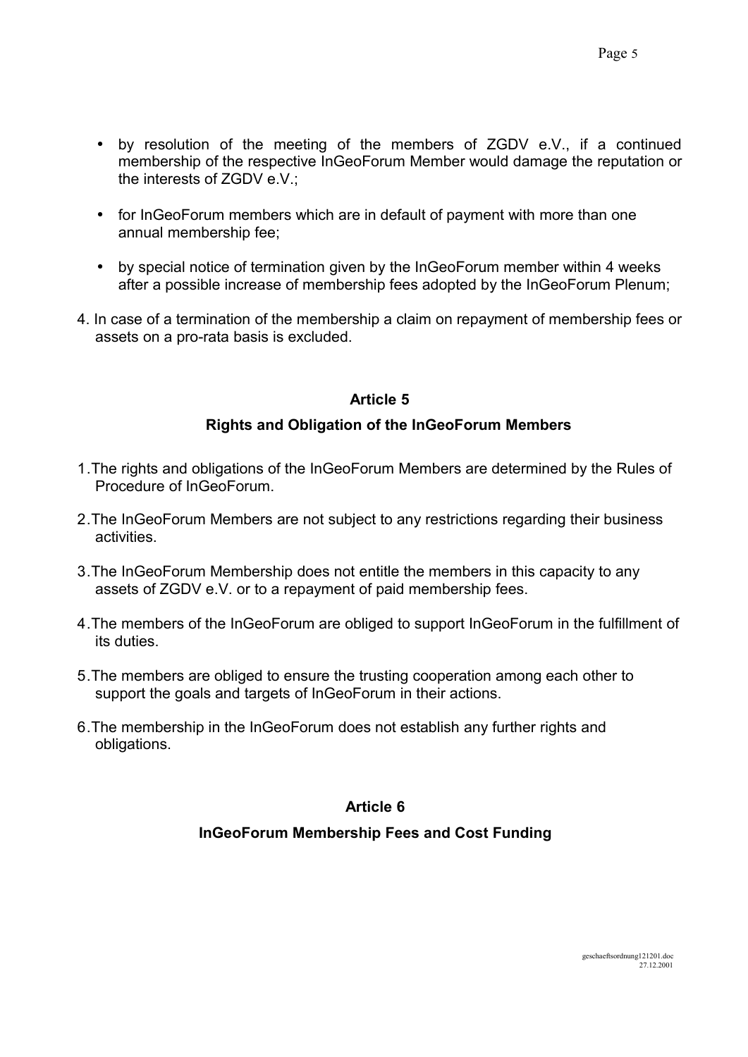- by resolution of the meeting of the members of ZGDV e.V., if a continued membership of the respective InGeoForum Member would damage the reputation or the interests of ZGDV e.V.;
- for InGeoForum members which are in default of payment with more than one annual membership fee;
- by special notice of termination given by the InGeoForum member within 4 weeks after a possible increase of membership fees adopted by the InGeoForum Plenum;

4. In case of a termination of the membership a claim on repayment of membership fees or assets on a pro-rata basis is excluded.

## Article 5

### Rights and Obligation of the InGeoForum Members

1. The rights and obligations of the InGeoForum Members are determined by the Rules of Procedure of InGeoForum.
2. The InGeoForum Members are not subject to any restrictions regarding their business activities.
3. The InGeoForum Membership does not entitle the members in this capacity to any assets of ZGDV e.V. or to a repayment of paid membership fees.
4. The members of the InGeoForum are obliged to support InGeoForum in the fulfillment of its duties.
5. The members are obliged to ensure the trusting cooperation among each other to support the goals and targets of InGeoForum in their actions.
6. The membership in the InGeoForum does not establish any further rights and obligations.

## Article 6

### InGeoForum Membership Fees and Cost Funding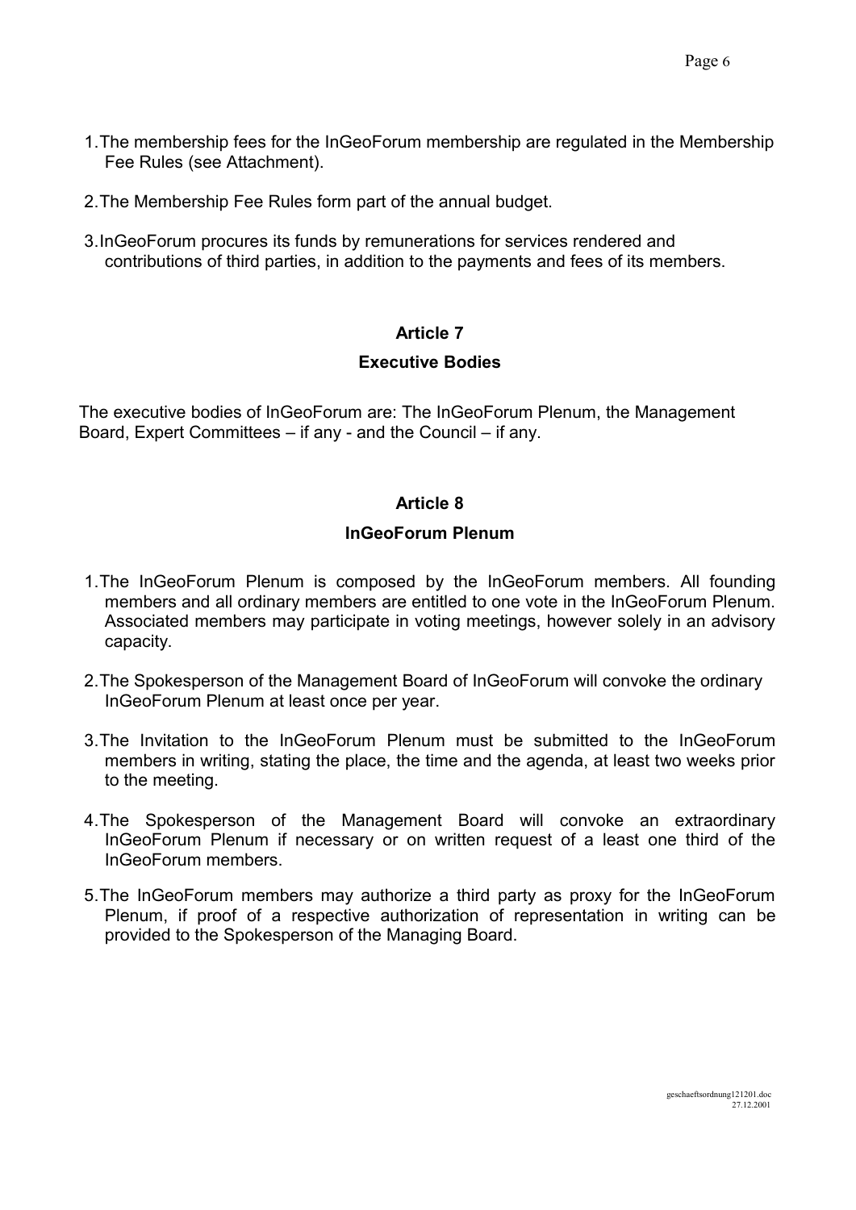1. The membership fees for the InGeoForum membership are regulated in the Membership Fee Rules (see Attachment).

2. The Membership Fee Rules form part of the annual budget.

3. InGeoForum procures its funds by remunerations for services rendered and contributions of third parties, in addition to the payments and fees of its members.

## Article 7

## Executive Bodies

The executive bodies of InGeoForum are: The InGeoForum Plenum, the Management Board, Expert Committees – if any - and the Council – if any.

## Article 8

## InGeoForum Plenum

1. The InGeoForum Plenum is composed by the InGeoForum members. All founding members and all ordinary members are entitled to one vote in the InGeoForum Plenum. Associated members may participate in voting meetings, however solely in an advisory capacity.

2. The Spokesperson of the Management Board of InGeoForum will convoke the ordinary InGeoForum Plenum at least once per year.

3. The Invitation to the InGeoForum Plenum must be submitted to the InGeoForum members in writing, stating the place, the time and the agenda, at least two weeks prior to the meeting.

4. The Spokesperson of the Management Board will convoke an extraordinary InGeoForum Plenum if necessary or on written request of a least one third of the InGeoForum members.

5. The InGeoForum members may authorize a third party as proxy for the InGeoForum Plenum, if proof of a respective authorization of representation in writing can be provided to the Spokesperson of the Managing Board.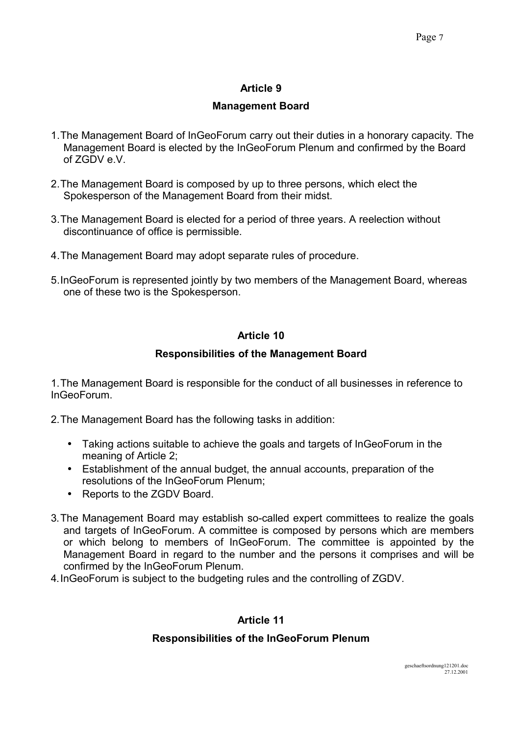## Article 9

### Management Board

1. The Management Board of InGeoForum carry out their duties in a honorary capacity. The Management Board is elected by the InGeoForum Plenum and confirmed by the Board of ZGDV e.V.

2. The Management Board is composed by up to three persons, which elect the Spokesperson of the Management Board from their midst.

3. The Management Board is elected for a period of three years. A reelection without discontinuance of office is permissible.

4. The Management Board may adopt separate rules of procedure.

5. InGeoForum is represented jointly by two members of the Management Board, whereas one of these two is the Spokesperson.

## Article 10

### Responsibilities of the Management Board

1. The Management Board is responsible for the conduct of all businesses in reference to InGeoForum.

2. The Management Board has the following tasks in addition:

   - Taking actions suitable to achieve the goals and targets of InGeoForum in the meaning of Article 2;
   - Establishment of the annual budget, the annual accounts, preparation of the resolutions of the InGeoForum Plenum;
   - Reports to the ZGDV Board.

3. The Management Board may establish so-called expert committees to realize the goals and targets of InGeoForum. A committee is composed by persons which are members or which belong to members of InGeoForum. The committee is appointed by the Management Board in regard to the number and the persons it comprises and will be confirmed by the InGeoForum Plenum.
4. InGeoForum is subject to the budgeting rules and the controlling of ZGDV.

## Article 11

### Responsibilities of the InGeoForum Plenum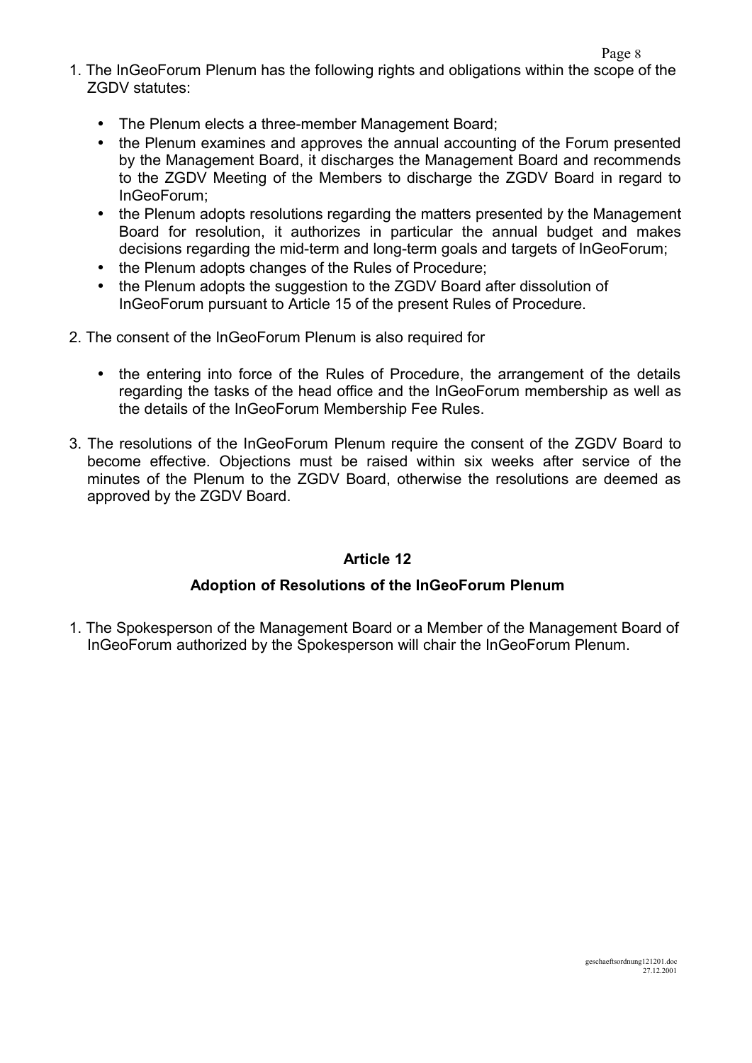1. The InGeoForum Plenum has the following rights and obligations within the scope of the ZGDV statutes:

   - The Plenum elects a three-member Management Board;
   - the Plenum examines and approves the annual accounting of the Forum presented by the Management Board, it discharges the Management Board and recommends to the ZGDV Meeting of the Members to discharge the ZGDV Board in regard to InGeoForum;
   - the Plenum adopts resolutions regarding the matters presented by the Management Board for resolution, it authorizes in particular the annual budget and makes decisions regarding the mid-term and long-term goals and targets of InGeoForum;
   - the Plenum adopts changes of the Rules of Procedure;
   - the Plenum adopts the suggestion to the ZGDV Board after dissolution of InGeoForum pursuant to Article 15 of the present Rules of Procedure.

2. The consent of the InGeoForum Plenum is also required for

   - the entering into force of the Rules of Procedure, the arrangement of the details regarding the tasks of the head office and the InGeoForum membership as well as the details of the InGeoForum Membership Fee Rules.

3. The resolutions of the InGeoForum Plenum require the consent of the ZGDV Board to become effective. Objections must be raised within six weeks after service of the minutes of the Plenum to the ZGDV Board, otherwise the resolutions are deemed as approved by the ZGDV Board.

## Article 12

### Adoption of Resolutions of the InGeoForum Plenum

1. The Spokesperson of the Management Board or a Member of the Management Board of InGeoForum authorized by the Spokesperson will chair the InGeoForum Plenum.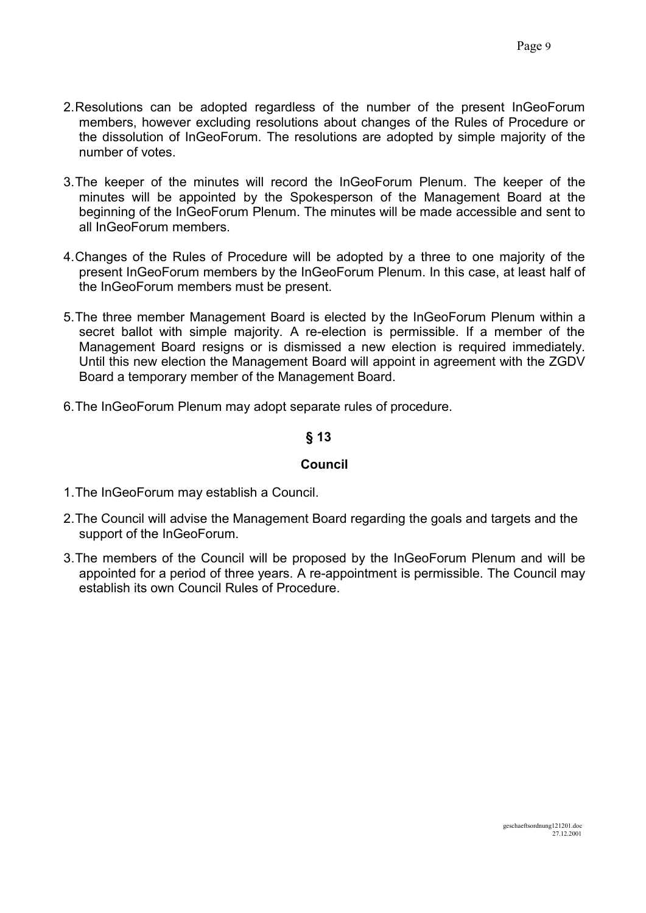2. Resolutions can be adopted regardless of the number of the present InGeoForum members, however excluding resolutions about changes of the Rules of Procedure or the dissolution of InGeoForum. The resolutions are adopted by simple majority of the number of votes.

3. The keeper of the minutes will record the InGeoForum Plenum. The keeper of the minutes will be appointed by the Spokesperson of the Management Board at the beginning of the InGeoForum Plenum. The minutes will be made accessible and sent to all InGeoForum members.

4. Changes of the Rules of Procedure will be adopted by a three to one majority of the present InGeoForum members by the InGeoForum Plenum. In this case, at least half of the InGeoForum members must be present.

5. The three member Management Board is elected by the InGeoForum Plenum within a secret ballot with simple majority. A re-election is permissible. If a member of the Management Board resigns or is dismissed a new election is required immediately. Until this new election the Management Board will appoint in agreement with the ZGDV Board a temporary member of the Management Board.

6. The InGeoForum Plenum may adopt separate rules of procedure.

## § 13

## Council

1. The InGeoForum may establish a Council.

2. The Council will advise the Management Board regarding the goals and targets and the support of the InGeoForum.

3. The members of the Council will be proposed by the InGeoForum Plenum and will be appointed for a period of three years. A re-appointment is permissible. The Council may establish its own Council Rules of Procedure.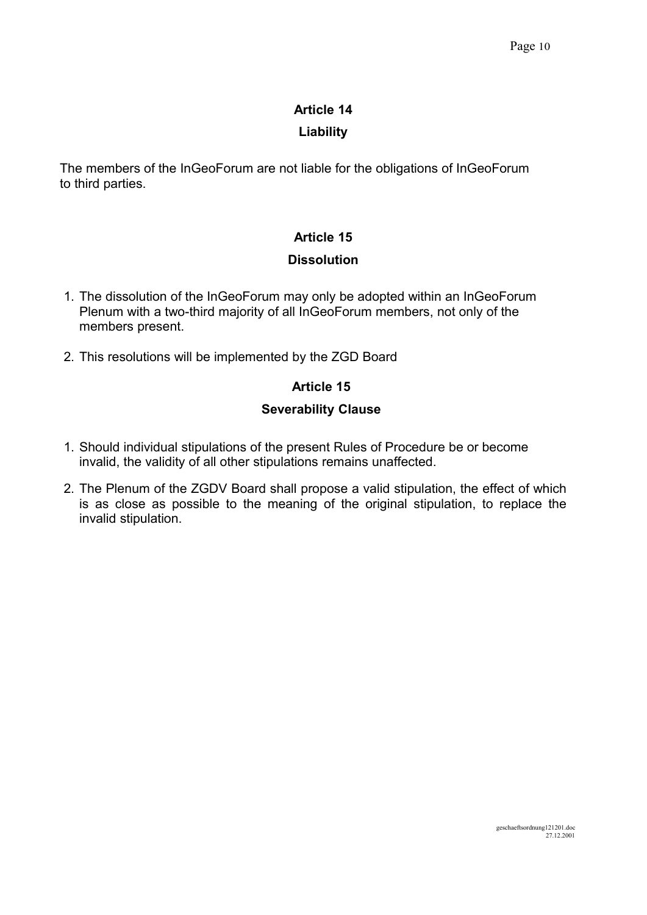## Article 14

### Liability

The members of the InGeoForum are not liable for the obligations of InGeoForum to third parties.

## Article 15

### Dissolution

1. The dissolution of the InGeoForum may only be adopted within an InGeoForum Plenum with a two-third majority of all InGeoForum members, not only of the members present.
2. This resolutions will be implemented by the ZGD Board

## Article 15

### Severability Clause

1. Should individual stipulations of the present Rules of Procedure be or become invalid, the validity of all other stipulations remains unaffected.
2. The Plenum of the ZGDV Board shall propose a valid stipulation, the effect of which is as close as possible to the meaning of the original stipulation, to replace the invalid stipulation.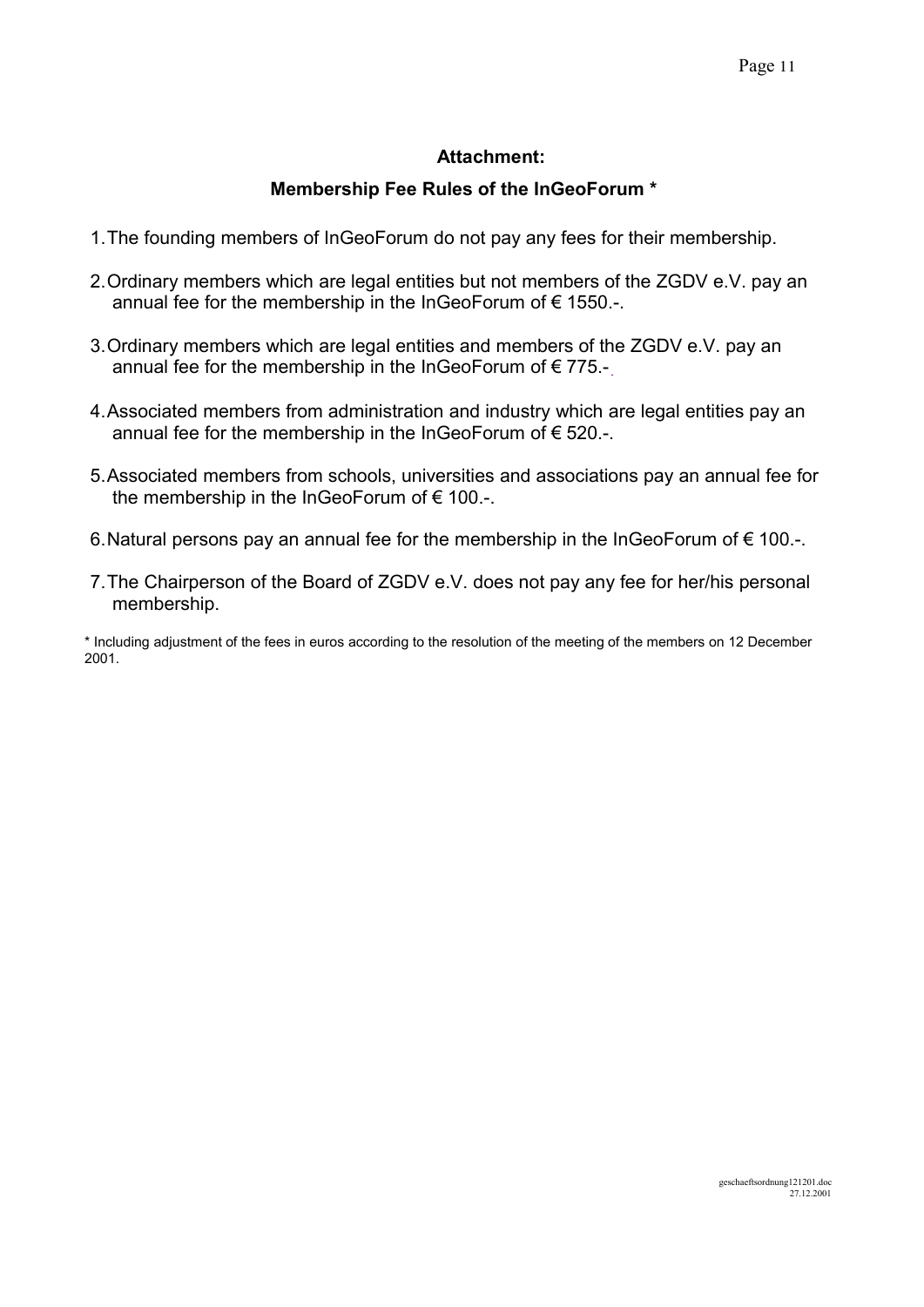## Attachment:

## Membership Fee Rules of the InGeoForum *

1. The founding members of InGeoForum do not pay any fees for their membership.
2. Ordinary members which are legal entities but not members of the ZGDV e.V. pay an annual fee for the membership in the InGeoForum of € 1550.-.
3. Ordinary members which are legal entities and members of the ZGDV e.V. pay an annual fee for the membership in the InGeoForum of € 775.-.
4. Associated members from administration and industry which are legal entities pay an annual fee for the membership in the InGeoForum of € 520.-.
5. Associated members from schools, universities and associations pay an annual fee for the membership in the InGeoForum of € 100.-.
6. Natural persons pay an annual fee for the membership in the InGeoForum of € 100.-.
7. The Chairperson of the Board of ZGDV e.V. does not pay any fee for her/his personal membership.

* Including adjustment of the fees in euros according to the resolution of the meeting of the members on 12 December 2001.